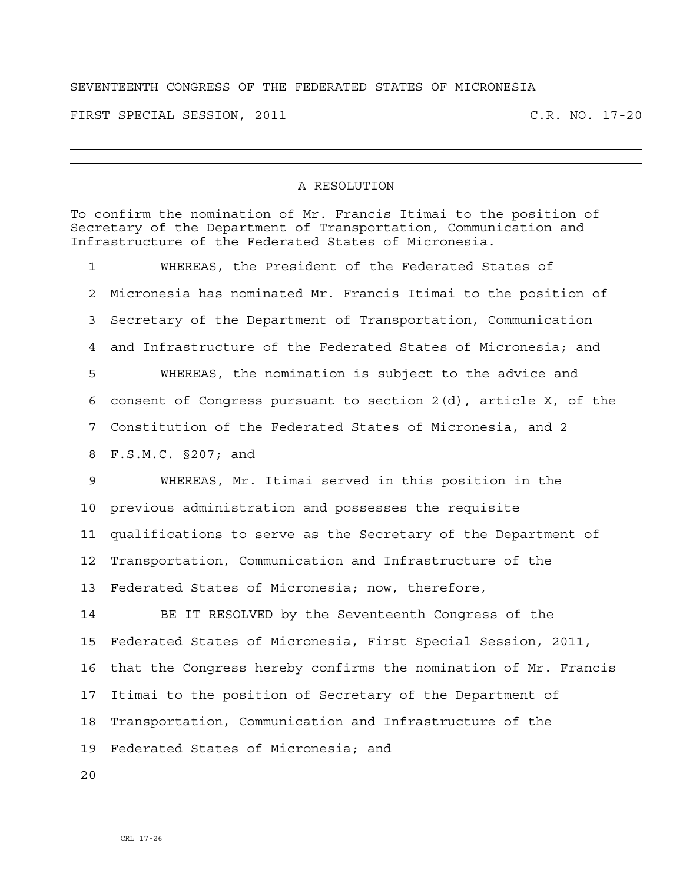SEVENTEENTH CONGRESS OF THE FEDERATED STATES OF MICRONESIA

FIRST SPECIAL SESSION, 2011 C.R. NO. 17-20

---

## A RESOLUTION

To confirm the nomination of Mr. Francis Itimai to the position of Secretary of the Department of Transportation, Communication and Infrastructure of the Federated States of Micronesia.

1 WHEREAS, the President of the Federated States of
2 Micronesia has nominated Mr. Francis Itimai to the position of
3 Secretary of the Department of Transportation, Communication
4 and Infrastructure of the Federated States of Micronesia; and
5 WHEREAS, the nomination is subject to the advice and
6 consent of Congress pursuant to section 2(d), article X, of the
7 Constitution of the Federated States of Micronesia, and 2
8 F.S.M.C. §207; and
9 WHEREAS, Mr. Itimai served in this position in the
10 previous administration and possesses the requisite
11 qualifications to serve as the Secretary of the Department of
12 Transportation, Communication and Infrastructure of the
13 Federated States of Micronesia; now, therefore,
14 BE IT RESOLVED by the Seventeenth Congress of the
15 Federated States of Micronesia, First Special Session, 2011,
16 that the Congress hereby confirms the nomination of Mr. Francis
17 Itimai to the position of Secretary of the Department of
18 Transportation, Communication and Infrastructure of the
19 Federated States of Micronesia; and
20

CRL 17-26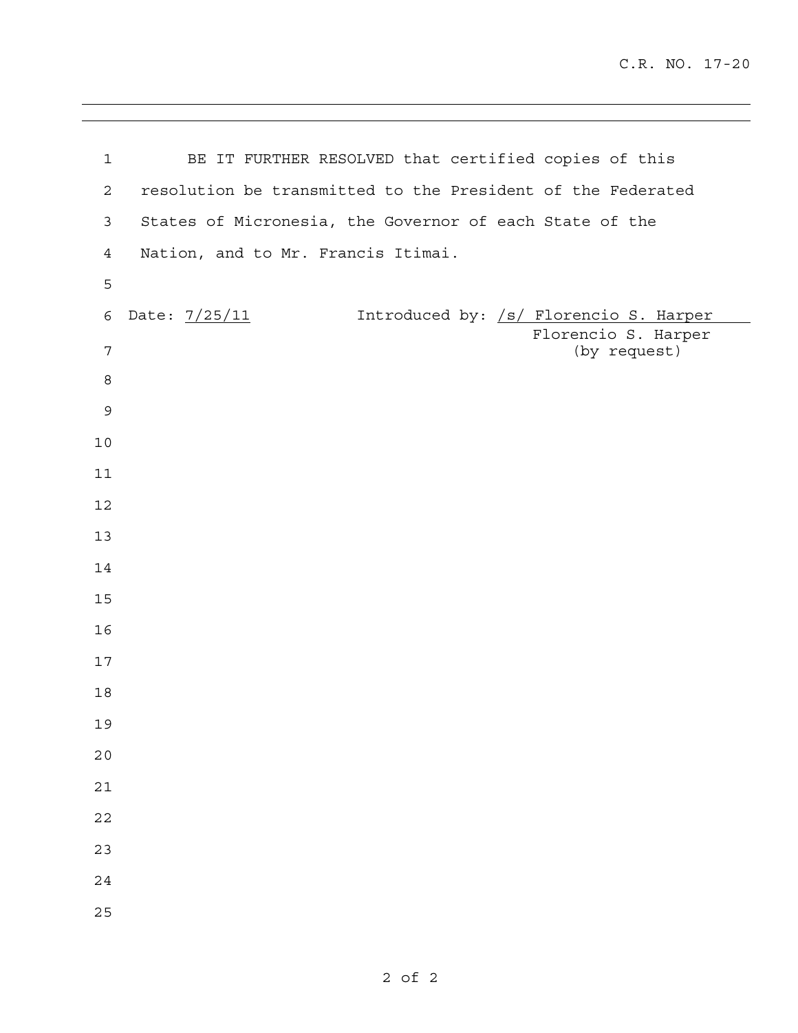BE IT FURTHER RESOLVED that certified copies of this resolution be transmitted to the President of the Federated States of Micronesia, the Governor of each State of the Nation, and to Mr. Francis Itimai.

Date: 7/25/11

Introduced by: /s/ Florencio S. Harper
Florencio S. Harper
(by request)